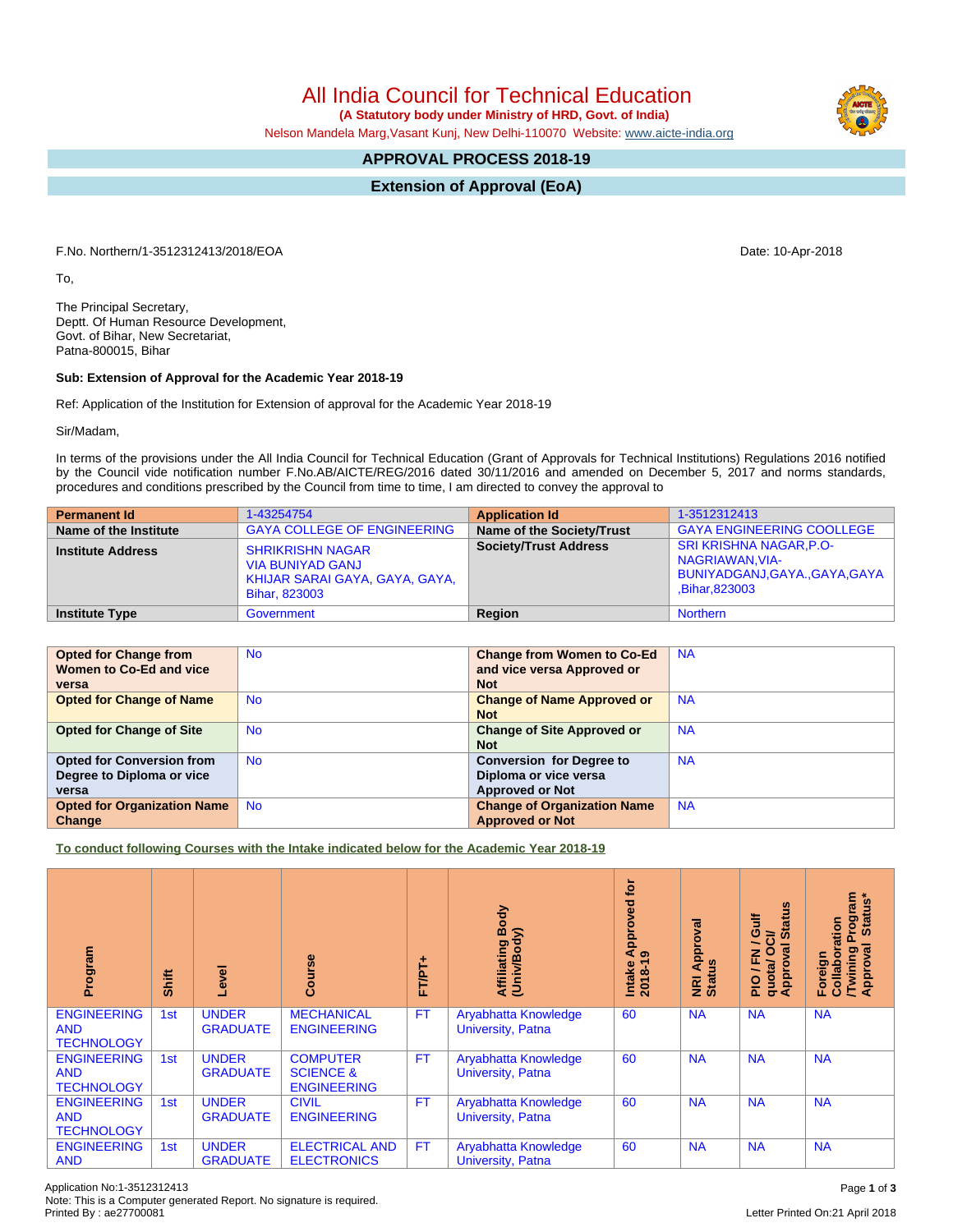# All India Council for Technical Education

**(A Statutory body under Ministry of HRD, Govt. of India)**

Nelson Mandela Marg,Vasant Kunj, New Delhi-110070 Website: www.aicte-india.org

## APPROVAL PROCESS 2018-19

## Extension of Approval (EoA)

F.No. Northern/1-3512312413/2018/EOA

Date: 10-Apr-2018

To,

The Principal Secretary,
Deptt. Of Human Resource Development,
Govt. of Bihar, New Secretariat,
Patna-800015, Bihar

**Sub: Extension of Approval for the Academic Year 2018-19**

Ref: Application of the Institution for Extension of approval for the Academic Year 2018-19

Sir/Madam,

In terms of the provisions under the All India Council for Technical Education (Grant of Approvals for Technical Institutions) Regulations 2016 notified by the Council vide notification number F.No.AB/AICTE/REG/2016 dated 30/11/2016 and amended on December 5, 2017 and norms standards, procedures and conditions prescribed by the Council from time to time, I am directed to convey the approval to

| **Permanent Id** | 1-43254754 | **Application Id** | 1-3512312413 |
|---|---|---|---|
| **Name of the Institute** | GAYA COLLEGE OF ENGINEERING | **Name of the Society/Trust** | GAYA ENGINEERING COOLLEGE |
| **Institute Address** | SHRIKRISHN NAGAR VIA BUNIYAD GANJ KHIJAR SARAI GAYA, GAYA, GAYA, Bihar, 823003 | **Society/Trust Address** | SRI KRISHNA NAGAR,P.O-NAGRIAWAN,VIA-BUNIYADGANJ,GAYA.,GAYA,GAYA ,Bihar,823003 |
| **Institute Type** | Government | **Region** | Northern |

| | | | |
|---|---|---|---|
| **Opted for Change from Women to Co-Ed and vice versa** | No | **Change from Women to Co-Ed and vice versa Approved or Not** | NA |
| **Opted for Change of Name** | No | **Change of Name Approved or Not** | NA |
| **Opted for Change of Site** | No | **Change of Site Approved or Not** | NA |
| **Opted for Conversion from Degree to Diploma or vice versa** | No | **Conversion for Degree to Diploma or vice versa Approved or Not** | NA |
| **Opted for Organization Name Change** | No | **Change of Organization Name Approved or Not** | NA |

**To conduct following Courses with the Intake indicated below for the Academic Year 2018-19**

| Program | Shift | Level | Course | FT/PT+ | Affiliating Body (Univ/Body) | Intake Approved for 2018-19 | NRI Approval Status | PIO / FN / Gulf quota/ OCI/ Approval Status | Foreign Collaboration /Twining Program Approval Status* |
|---|---|---|---|---|---|---|---|---|---|
| ENGINEERING AND TECHNOLOGY | 1st | UNDER GRADUATE | MECHANICAL ENGINEERING | FT | Aryabhatta Knowledge University, Patna | 60 | NA | NA | NA |
| ENGINEERING AND TECHNOLOGY | 1st | UNDER GRADUATE | COMPUTER SCIENCE & ENGINEERING | FT | Aryabhatta Knowledge University, Patna | 60 | NA | NA | NA |
| ENGINEERING AND TECHNOLOGY | 1st | UNDER GRADUATE | CIVIL ENGINEERING | FT | Aryabhatta Knowledge University, Patna | 60 | NA | NA | NA |
| ENGINEERING AND | 1st | UNDER GRADUATE | ELECTRICAL AND ELECTRONICS | FT | Aryabhatta Knowledge University, Patna | 60 | NA | NA | NA |

Application No:1-3512312413
Note: This is a Computer generated Report. No signature is required.
Printed By : ae27700081

Letter Printed On:21 April 2018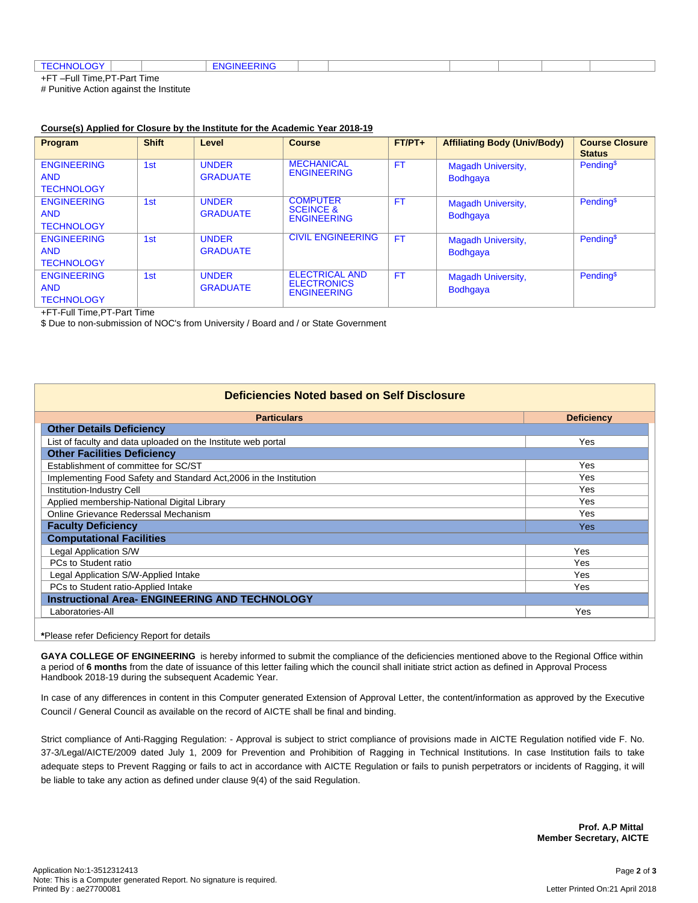| TECHNOLOGY | | | ENGINEERING | | | | | | |
|---|---|---|---|---|---|---|---|---|---|

+FT –Full Time,PT-Part Time

# Punitive Action against the Institute

**Course(s) Applied for Closure by the Institute for the Academic Year 2018-19**

| Program | Shift | Level | Course | FT/PT+ | Affiliating Body (Univ/Body) | Course Closure Status |
|---|---|---|---|---|---|---|
| ENGINEERING AND TECHNOLOGY | 1st | UNDER GRADUATE | MECHANICAL ENGINEERING | FT | Magadh University, Bodhgaya | Pending$ |
| ENGINEERING AND TECHNOLOGY | 1st | UNDER GRADUATE | COMPUTER SCEINCE & ENGINEERING | FT | Magadh University, Bodhgaya | Pending$ |
| ENGINEERING AND TECHNOLOGY | 1st | UNDER GRADUATE | CIVIL ENGINEERING | FT | Magadh University, Bodhgaya | Pending$ |
| ENGINEERING AND TECHNOLOGY | 1st | UNDER GRADUATE | ELECTRICAL AND ELECTRONICS ENGINEERING | FT | Magadh University, Bodhgaya | Pending$ |

+FT-Full Time,PT-Part Time

$ Due to non-submission of NOC's from University / Board and / or State Government

## Deficiencies Noted based on Self Disclosure

| Particulars | Deficiency |
|---|---|
| **Other Details Deficiency** | |
| List of faculty and data uploaded on the Institute web portal | Yes |
| **Other Facilities Deficiency** | |
| Establishment of committee for SC/ST | Yes |
| Implementing Food Safety and Standard Act,2006 in the Institution | Yes |
| Institution-Industry Cell | Yes |
| Applied membership-National Digital Library | Yes |
| Online Grievance Rederssal Mechanism | Yes |
| **Faculty Deficiency** | Yes |
| **Computational Facilities** | |
| Legal Application S/W | Yes |
| PCs to Student ratio | Yes |
| Legal Application S/W-Applied Intake | Yes |
| PCs to Student ratio-Applied Intake | Yes |
| **Instructional Area- ENGINEERING AND TECHNOLOGY** | |
| Laboratories-All | Yes |

***Please refer Deficiency Report for details**

**GAYA COLLEGE OF ENGINEERING** is hereby informed to submit the compliance of the deficiencies mentioned above to the Regional Office within a period of **6 months** from the date of issuance of this letter failing which the council shall initiate strict action as defined in Approval Process Handbook 2018-19 during the subsequent Academic Year.

In case of any differences in content in this Computer generated Extension of Approval Letter, the content/information as approved by the Executive Council / General Council as available on the record of AICTE shall be final and binding.

Strict compliance of Anti-Ragging Regulation: - Approval is subject to strict compliance of provisions made in AICTE Regulation notified vide F. No. 37-3/Legal/AICTE/2009 dated July 1, 2009 for Prevention and Prohibition of Ragging in Technical Institutions. In case Institution fails to take adequate steps to Prevent Ragging or fails to act in accordance with AICTE Regulation or fails to punish perpetrators or incidents of Ragging, it will be liable to take any action as defined under clause 9(4) of the said Regulation.

**Prof. A.P Mittal**
**Member Secretary, AICTE**

Application No:1-3512312413
Note: This is a Computer generated Report. No signature is required.
Printed By : ae27700081

Letter Printed On:21 April 2018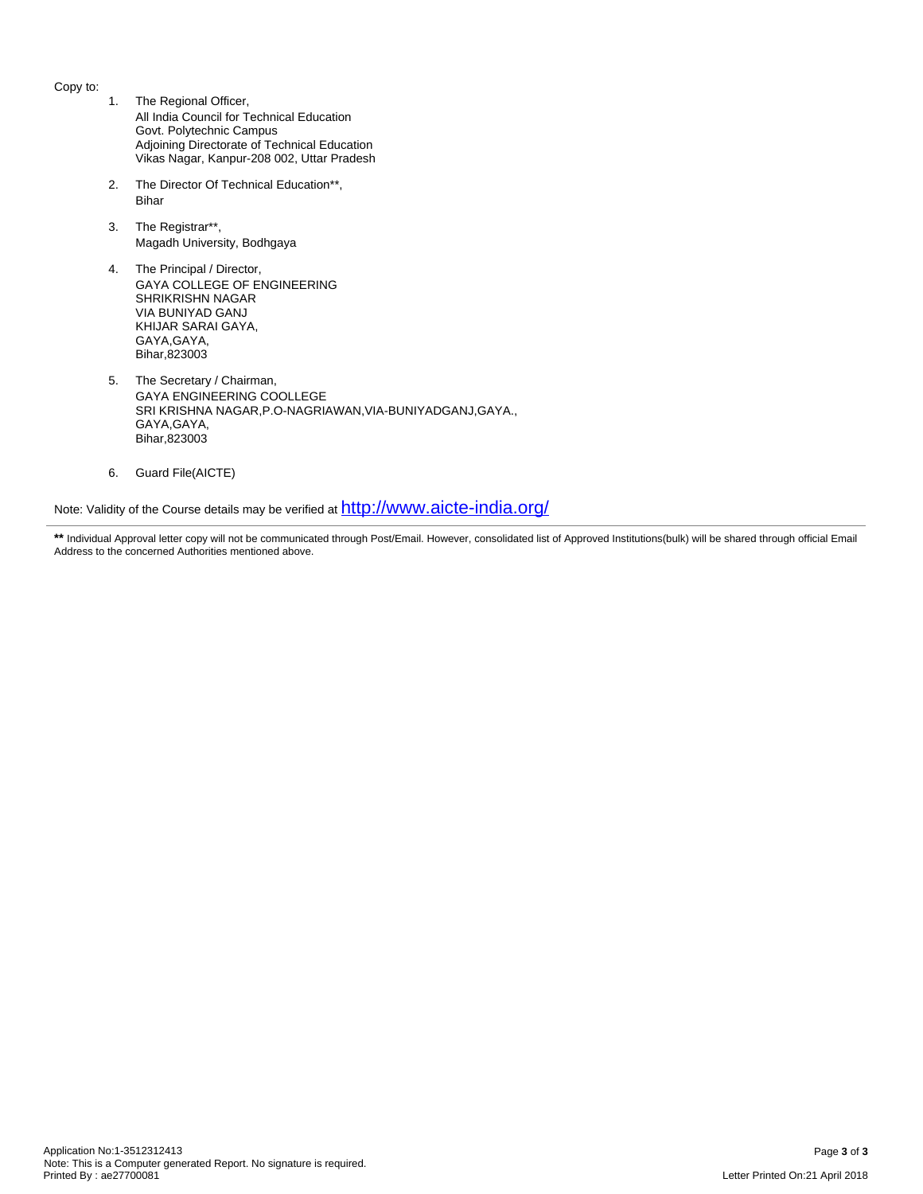Copy to:

1. The Regional Officer,
   All India Council for Technical Education
   Govt. Polytechnic Campus
   Adjoining Directorate of Technical Education
   Vikas Nagar, Kanpur-208 002, Uttar Pradesh

2. The Director Of Technical Education**,
   Bihar

3. The Registrar**,
   Magadh University, Bodhgaya

4. The Principal / Director,
   GAYA COLLEGE OF ENGINEERING
   SHRIKRISHN NAGAR
   VIA BUNIYAD GANJ
   KHIJAR SARAI GAYA,
   GAYA,GAYA,
   Bihar,823003

5. The Secretary / Chairman,
   GAYA ENGINEERING COOLLEGE
   SRI KRISHNA NAGAR,P.O-NAGRIAWAN,VIA-BUNIYADGANJ,GAYA.,
   GAYA,GAYA,
   Bihar,823003

6. Guard File(AICTE)

Note: Validity of the Course details may be verified at http://www.aicte-india.org/

---

**\*\*** Individual Approval letter copy will not be communicated through Post/Email. However, consolidated list of Approved Institutions(bulk) will be shared through official Email Address to the concerned Authorities mentioned above.

Application No:1-3512312413
Note: This is a Computer generated Report. No signature is required.
Printed By : ae27700081

Letter Printed On:21 April 2018